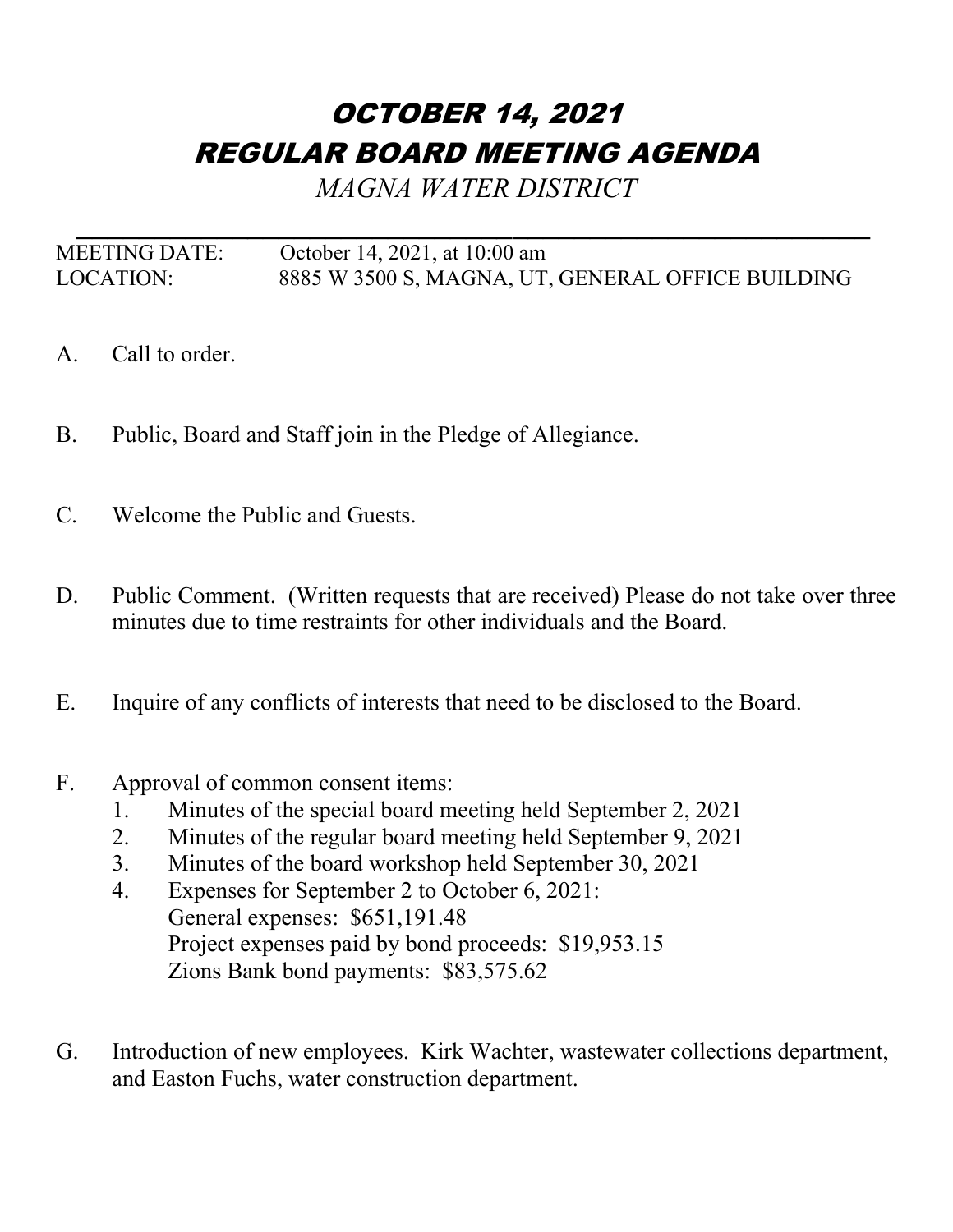# *OCTOBER 14, 2021*
# *REGULAR BOARD MEETING AGENDA*

*MAGNA WATER DISTRICT*

---

MEETING DATE: October 14, 2021, at 10:00 am
LOCATION: 8885 W 3500 S, MAGNA, UT, GENERAL OFFICE BUILDING

A. Call to order.

B. Public, Board and Staff join in the Pledge of Allegiance.

C. Welcome the Public and Guests.

D. Public Comment. (Written requests that are received) Please do not take over three minutes due to time restraints for other individuals and the Board.

E. Inquire of any conflicts of interests that need to be disclosed to the Board.

F. Approval of common consent items:
   1. Minutes of the special board meeting held September 2, 2021
   2. Minutes of the regular board meeting held September 9, 2021
   3. Minutes of the board workshop held September 30, 2021
   4. Expenses for September 2 to October 6, 2021:
      General expenses: $651,191.48
      Project expenses paid by bond proceeds: $19,953.15
      Zions Bank bond payments: $83,575.62

G. Introduction of new employees. Kirk Wachter, wastewater collections department, and Easton Fuchs, water construction department.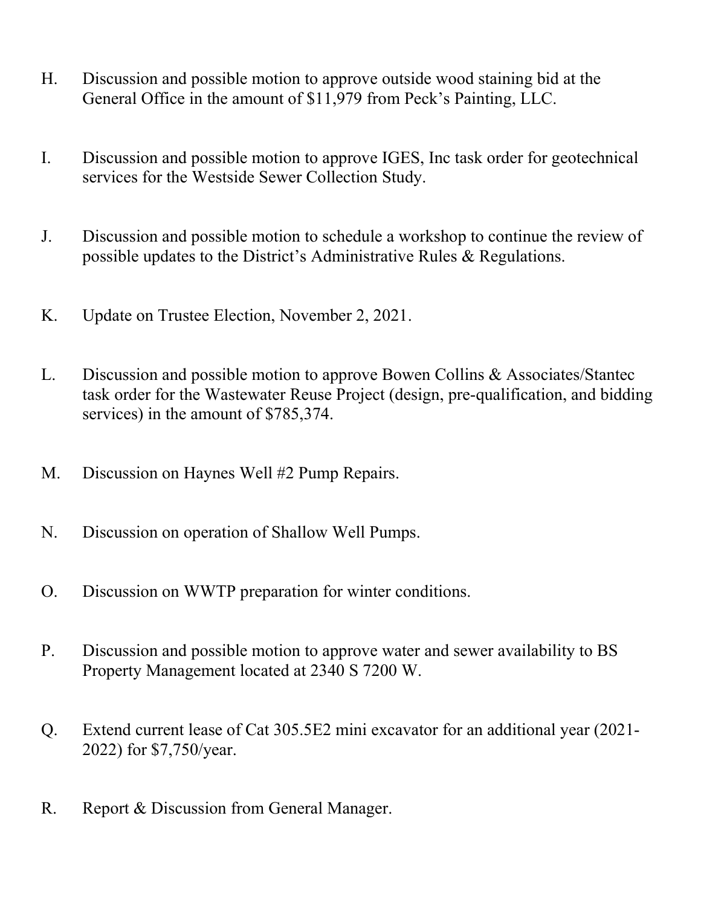H. Discussion and possible motion to approve outside wood staining bid at the General Office in the amount of $11,979 from Peck's Painting, LLC.

I. Discussion and possible motion to approve IGES, Inc task order for geotechnical services for the Westside Sewer Collection Study.

J. Discussion and possible motion to schedule a workshop to continue the review of possible updates to the District's Administrative Rules & Regulations.

K. Update on Trustee Election, November 2, 2021.

L. Discussion and possible motion to approve Bowen Collins & Associates/Stantec task order for the Wastewater Reuse Project (design, pre-qualification, and bidding services) in the amount of $785,374.

M. Discussion on Haynes Well #2 Pump Repairs.

N. Discussion on operation of Shallow Well Pumps.

O. Discussion on WWTP preparation for winter conditions.

P. Discussion and possible motion to approve water and sewer availability to BS Property Management located at 2340 S 7200 W.

Q. Extend current lease of Cat 305.5E2 mini excavator for an additional year (2021-2022) for $7,750/year.

R. Report & Discussion from General Manager.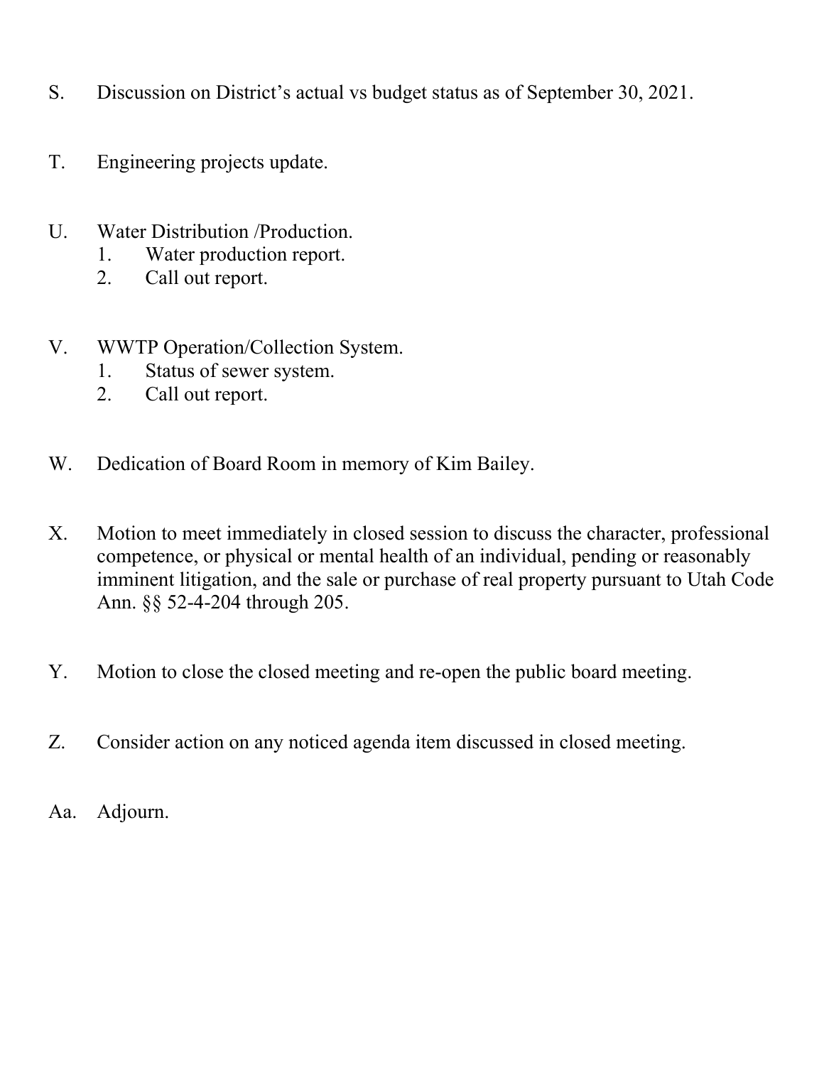S. Discussion on District's actual vs budget status as of September 30, 2021.

T. Engineering projects update.

U. Water Distribution /Production.
   1. Water production report.
   2. Call out report.

V. WWTP Operation/Collection System.
   1. Status of sewer system.
   2. Call out report.

W. Dedication of Board Room in memory of Kim Bailey.

X. Motion to meet immediately in closed session to discuss the character, professional competence, or physical or mental health of an individual, pending or reasonably imminent litigation, and the sale or purchase of real property pursuant to Utah Code Ann. §§ 52-4-204 through 205.

Y. Motion to close the closed meeting and re-open the public board meeting.

Z. Consider action on any noticed agenda item discussed in closed meeting.

Aa. Adjourn.